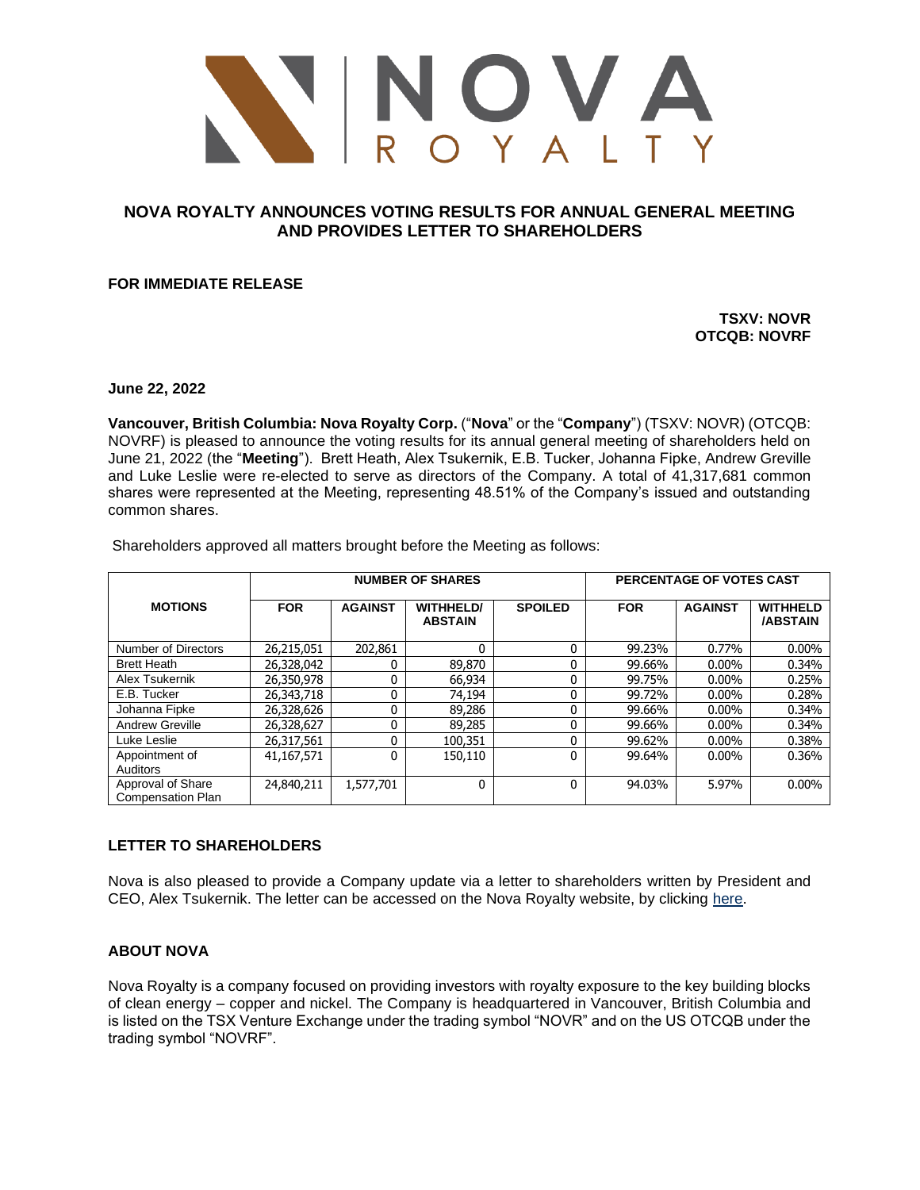# NOVA ROYALTY ANNOUNCES VOTING RESULTS FOR ANNUAL GENERAL MEETING AND PROVIDES LETTER TO SHAREHOLDERS

**FOR IMMEDIATE RELEASE**

**TSXV: NOVR**
**OTCQB: NOVRF**

**June 22, 2022**

**Vancouver, British Columbia: Nova Royalty Corp.** ("**Nova**" or the "**Company**") (TSXV: NOVR) (OTCQB: NOVRF) is pleased to announce the voting results for its annual general meeting of shareholders held on June 21, 2022 (the "**Meeting**"). Brett Heath, Alex Tsukernik, E.B. Tucker, Johanna Fipke, Andrew Greville and Luke Leslie were re-elected to serve as directors of the Company. A total of 41,317,681 common shares were represented at the Meeting, representing 48.51% of the Company's issued and outstanding common shares.

Shareholders approved all matters brought before the Meeting as follows:

| MOTIONS | NUMBER OF SHARES | | | | PERCENTAGE OF VOTES CAST | | |
|---|---|---|---|---|---|---|---|
| | FOR | AGAINST | WITHHELD/ ABSTAIN | SPOILED | FOR | AGAINST | WITHHELD /ABSTAIN |
| Number of Directors | 26,215,051 | 202,861 | 0 | 0 | 99.23% | 0.77% | 0.00% |
| Brett Heath | 26,328,042 | 0 | 89,870 | 0 | 99.66% | 0.00% | 0.34% |
| Alex Tsukernik | 26,350,978 | 0 | 66,934 | 0 | 99.75% | 0.00% | 0.25% |
| E.B. Tucker | 26,343,718 | 0 | 74,194 | 0 | 99.72% | 0.00% | 0.28% |
| Johanna Fipke | 26,328,626 | 0 | 89,286 | 0 | 99.66% | 0.00% | 0.34% |
| Andrew Greville | 26,328,627 | 0 | 89,285 | 0 | 99.66% | 0.00% | 0.34% |
| Luke Leslie | 26,317,561 | 0 | 100,351 | 0 | 99.62% | 0.00% | 0.38% |
| Appointment of Auditors | 41,167,571 | 0 | 150,110 | 0 | 99.64% | 0.00% | 0.36% |
| Approval of Share Compensation Plan | 24,840,211 | 1,577,701 | 0 | 0 | 94.03% | 5.97% | 0.00% |

## LETTER TO SHAREHOLDERS

Nova is also pleased to provide a Company update via a letter to shareholders written by President and CEO, Alex Tsukernik. The letter can be accessed on the Nova Royalty website, by clicking here.

## ABOUT NOVA

Nova Royalty is a company focused on providing investors with royalty exposure to the key building blocks of clean energy – copper and nickel. The Company is headquartered in Vancouver, British Columbia and is listed on the TSX Venture Exchange under the trading symbol "NOVR" and on the US OTCQB under the trading symbol "NOVRF".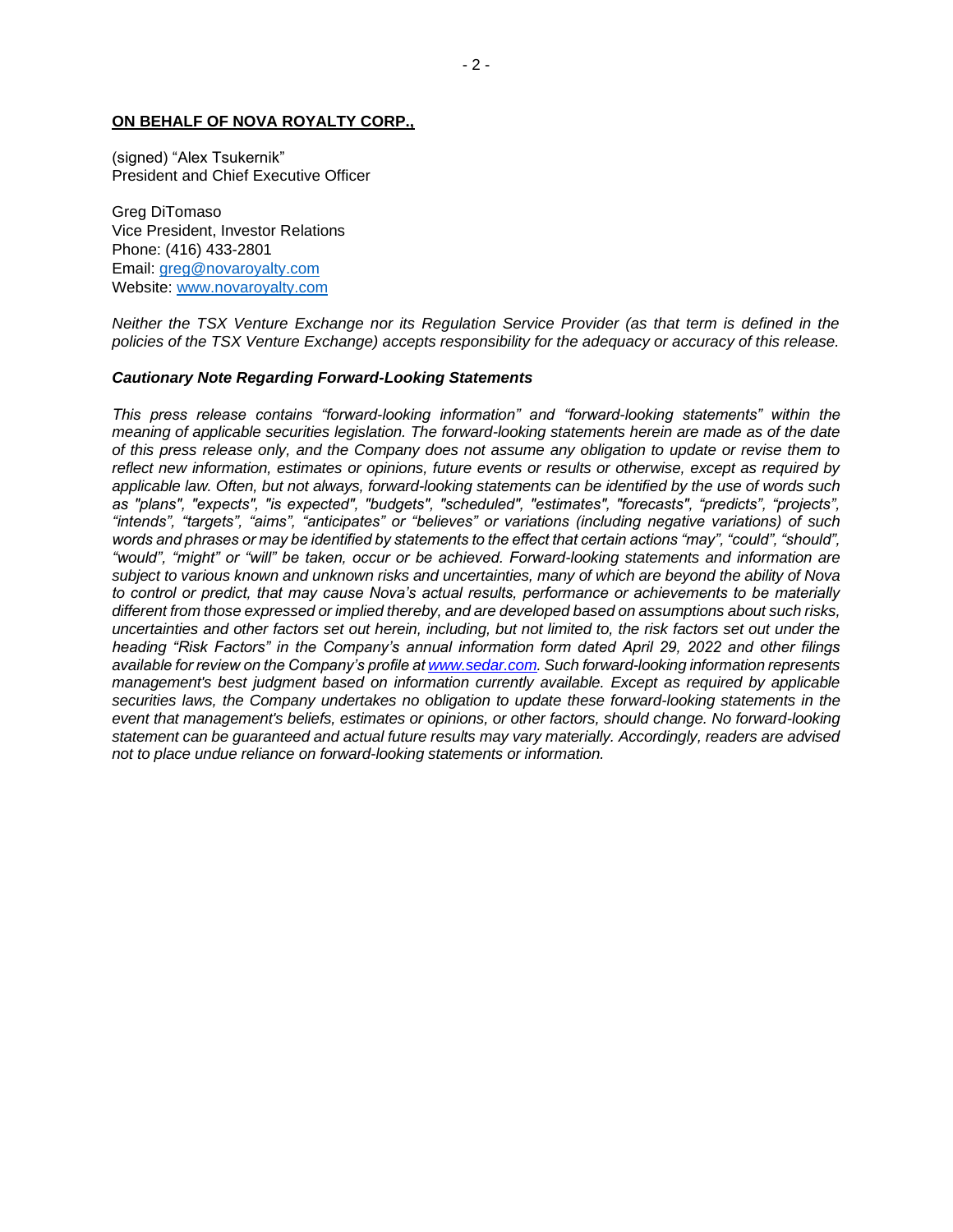**ON BEHALF OF NOVA ROYALTY CORP.,**

(signed) "Alex Tsukernik"
President and Chief Executive Officer

Greg DiTomaso
Vice President, Investor Relations
Phone: (416) 433-2801
Email: greg@novaroyalty.com
Website: www.novaroyalty.com

*Neither the TSX Venture Exchange nor its Regulation Service Provider (as that term is defined in the policies of the TSX Venture Exchange) accepts responsibility for the adequacy or accuracy of this release.*

***Cautionary Note Regarding Forward-Looking Statements***

*This press release contains "forward-looking information" and "forward-looking statements" within the meaning of applicable securities legislation. The forward-looking statements herein are made as of the date of this press release only, and the Company does not assume any obligation to update or revise them to reflect new information, estimates or opinions, future events or results or otherwise, except as required by applicable law. Often, but not always, forward-looking statements can be identified by the use of words such as "plans", "expects", "is expected", "budgets", "scheduled", "estimates", "forecasts", "predicts", "projects", "intends", "targets", "aims", "anticipates" or "believes" or variations (including negative variations) of such words and phrases or may be identified by statements to the effect that certain actions "may", "could", "should", "would", "might" or "will" be taken, occur or be achieved. Forward-looking statements and information are subject to various known and unknown risks and uncertainties, many of which are beyond the ability of Nova to control or predict, that may cause Nova's actual results, performance or achievements to be materially different from those expressed or implied thereby, and are developed based on assumptions about such risks, uncertainties and other factors set out herein, including, but not limited to, the risk factors set out under the heading "Risk Factors" in the Company's annual information form dated April 29, 2022 and other filings available for review on the Company's profile at www.sedar.com. Such forward-looking information represents management's best judgment based on information currently available. Except as required by applicable securities laws, the Company undertakes no obligation to update these forward-looking statements in the event that management's beliefs, estimates or opinions, or other factors, should change. No forward-looking statement can be guaranteed and actual future results may vary materially. Accordingly, readers are advised not to place undue reliance on forward-looking statements or information.*